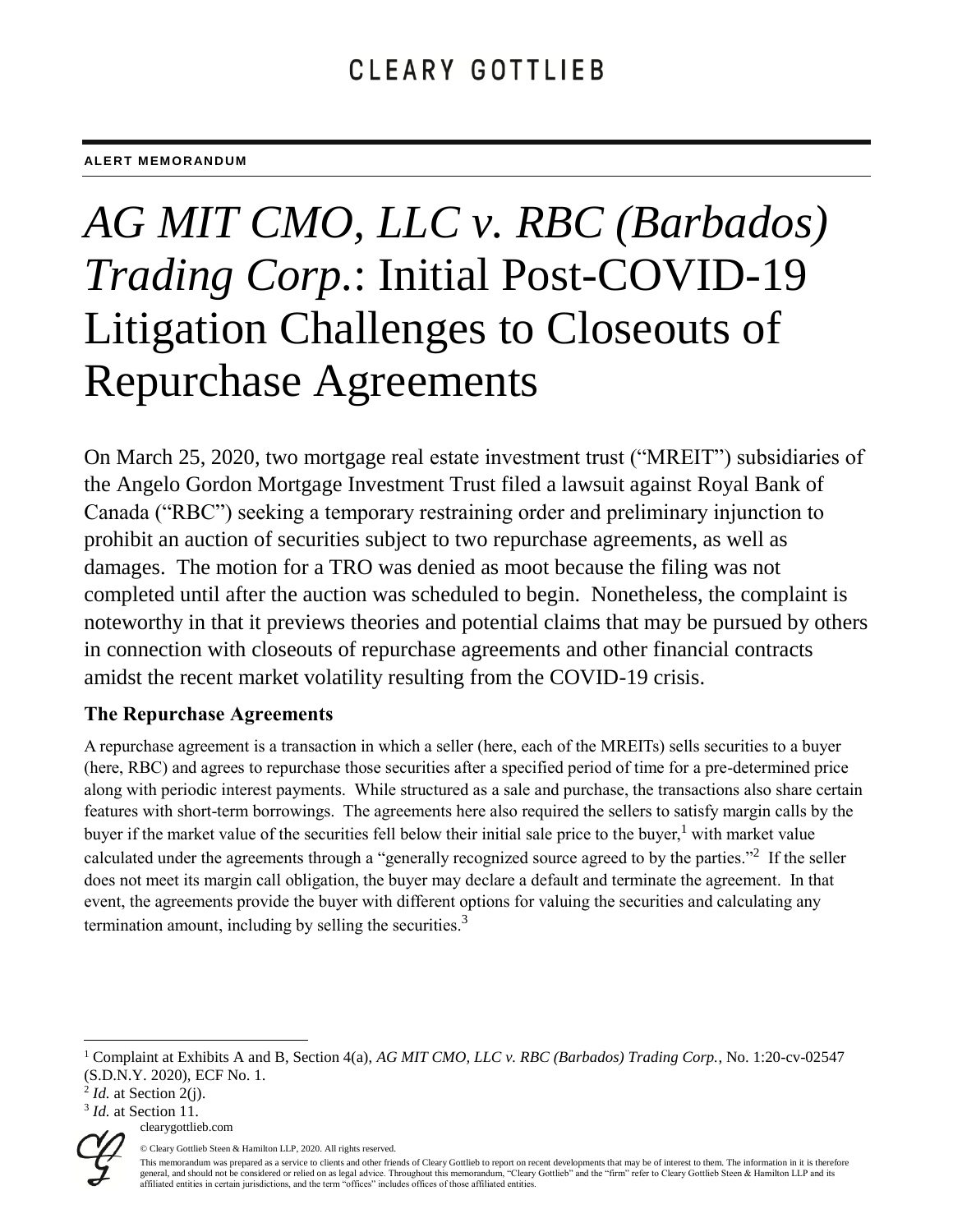CLEARY GOTTLIEB

**ALERT MEMORANDUM**

# *AG MIT CMO, LLC v. RBC (Barbados) Trading Corp.*: Initial Post-COVID-19 Litigation Challenges to Closeouts of Repurchase Agreements

On March 25, 2020, two mortgage real estate investment trust ("MREIT") subsidiaries of the Angelo Gordon Mortgage Investment Trust filed a lawsuit against Royal Bank of Canada ("RBC") seeking a temporary restraining order and preliminary injunction to prohibit an auction of securities subject to two repurchase agreements, as well as damages. The motion for a TRO was denied as moot because the filing was not completed until after the auction was scheduled to begin. Nonetheless, the complaint is noteworthy in that it previews theories and potential claims that may be pursued by others in connection with closeouts of repurchase agreements and other financial contracts amidst the recent market volatility resulting from the COVID-19 crisis.

### The Repurchase Agreements

A repurchase agreement is a transaction in which a seller (here, each of the MREITs) sells securities to a buyer (here, RBC) and agrees to repurchase those securities after a specified period of time for a pre-determined price along with periodic interest payments. While structured as a sale and purchase, the transactions also share certain features with short-term borrowings. The agreements here also required the sellers to satisfy margin calls by the buyer if the market value of the securities fell below their initial sale price to the buyer,[1] with market value calculated under the agreements through a "generally recognized source agreed to by the parties."[2] If the seller does not meet its margin call obligation, the buyer may declare a default and terminate the agreement. In that event, the agreements provide the buyer with different options for valuing the securities and calculating any termination amount, including by selling the securities.[3]

---

[1] Complaint at Exhibits A and B, Section 4(a), *AG MIT CMO, LLC v. RBC (Barbados) Trading Corp.*, No. 1:20-cv-02547 (S.D.N.Y. 2020), ECF No. 1.

[2] *Id.* at Section 2(j).

[3] *Id.* at Section 11.

clearygottlieb.com

© Cleary Gottlieb Steen & Hamilton LLP, 2020. All rights reserved.

This memorandum was prepared as a service to clients and other friends of Cleary Gottlieb to report on recent developments that may be of interest to them. The information in it is therefore general, and should not be considered or relied on as legal advice. Throughout this memorandum, "Cleary Gottlieb" and the "firm" refer to Cleary Gottlieb Steen & Hamilton LLP and its affiliated entities in certain jurisdictions, and the term "offices" includes offices of those affiliated entities.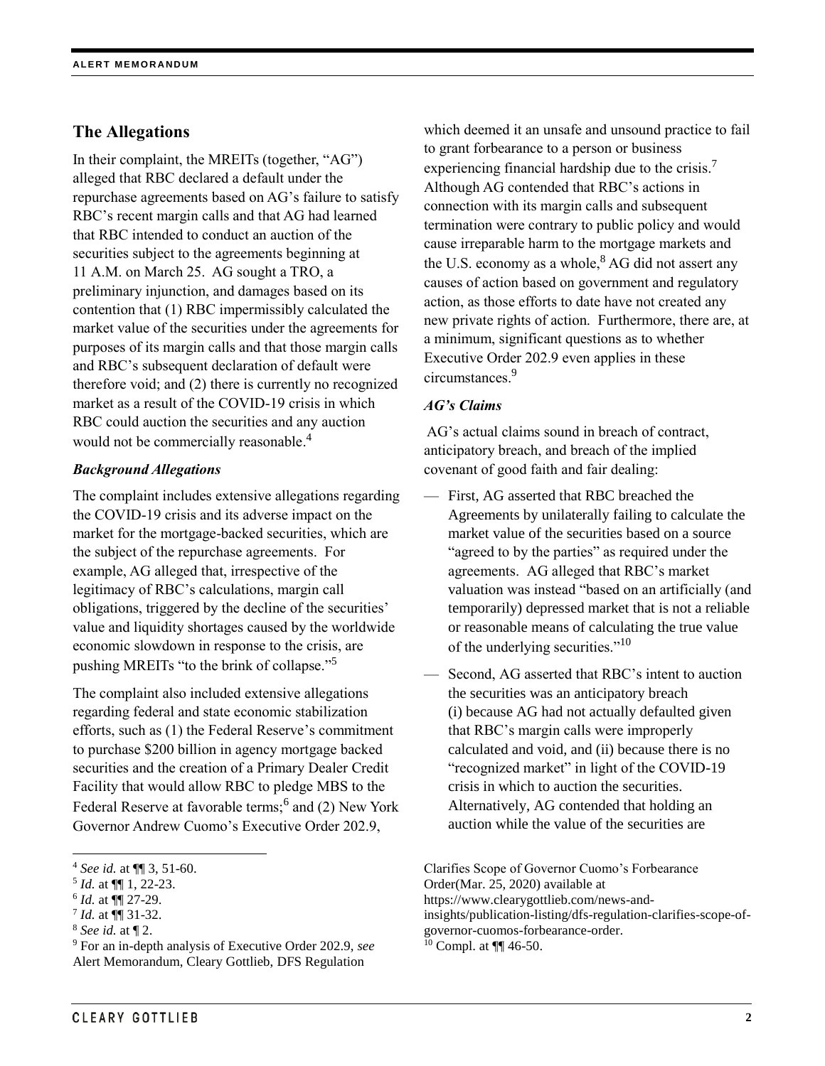## The Allegations

In their complaint, the MREITs (together, "AG") alleged that RBC declared a default under the repurchase agreements based on AG's failure to satisfy RBC's recent margin calls and that AG had learned that RBC intended to conduct an auction of the securities subject to the agreements beginning at 11 A.M. on March 25. AG sought a TRO, a preliminary injunction, and damages based on its contention that (1) RBC impermissibly calculated the market value of the securities under the agreements for purposes of its margin calls and that those margin calls and RBC's subsequent declaration of default were therefore void; and (2) there is currently no recognized market as a result of the COVID-19 crisis in which RBC could auction the securities and any auction would not be commercially reasonable.[4]

### *Background Allegations*

The complaint includes extensive allegations regarding the COVID-19 crisis and its adverse impact on the market for the mortgage-backed securities, which are the subject of the repurchase agreements. For example, AG alleged that, irrespective of the legitimacy of RBC's calculations, margin call obligations, triggered by the decline of the securities' value and liquidity shortages caused by the worldwide economic slowdown in response to the crisis, are pushing MREITs "to the brink of collapse."[5]

The complaint also included extensive allegations regarding federal and state economic stabilization efforts, such as (1) the Federal Reserve's commitment to purchase $200 billion in agency mortgage backed securities and the creation of a Primary Dealer Credit Facility that would allow RBC to pledge MBS to the Federal Reserve at favorable terms;[6] and (2) New York Governor Andrew Cuomo's Executive Order 202.9, which deemed it an unsafe and unsound practice to fail to grant forbearance to a person or business experiencing financial hardship due to the crisis.[7] Although AG contended that RBC's actions in connection with its margin calls and subsequent termination were contrary to public policy and would cause irreparable harm to the mortgage markets and the U.S. economy as a whole,[8] AG did not assert any causes of action based on government and regulatory action, as those efforts to date have not created any new private rights of action. Furthermore, there are, at a minimum, significant questions as to whether Executive Order 202.9 even applies in these circumstances.[9]

### *AG's Claims*

AG's actual claims sound in breach of contract, anticipatory breach, and breach of the implied covenant of good faith and fair dealing:

- First, AG asserted that RBC breached the Agreements by unilaterally failing to calculate the market value of the securities based on a source "agreed to by the parties" as required under the agreements. AG alleged that RBC's market valuation was instead "based on an artificially (and temporarily) depressed market that is not a reliable or reasonable means of calculating the true value of the underlying securities."[10]
- Second, AG asserted that RBC's intent to auction the securities was an anticipatory breach (i) because AG had not actually defaulted given that RBC's margin calls were improperly calculated and void, and (ii) because there is no "recognized market" in light of the COVID-19 crisis in which to auction the securities. Alternatively, AG contended that holding an auction while the value of the securities are

---

[4] *See id.* at ¶¶ 3, 51-60.

[5] *Id.* at ¶¶ 1, 22-23.

[6] *Id.* at ¶¶ 27-29.

[7] *Id.* at ¶¶ 31-32.

[8] *See id.* at ¶ 2.

[9] For an in-depth analysis of Executive Order 202.9, *see* Alert Memorandum, Cleary Gottlieb, DFS Regulation Clarifies Scope of Governor Cuomo's Forbearance Order(Mar. 25, 2020) available at https://www.clearygottlieb.com/news-and-insights/publication-listing/dfs-regulation-clarifies-scope-of-governor-cuomos-forbearance-order.

[10] Compl. at ¶¶ 46-50.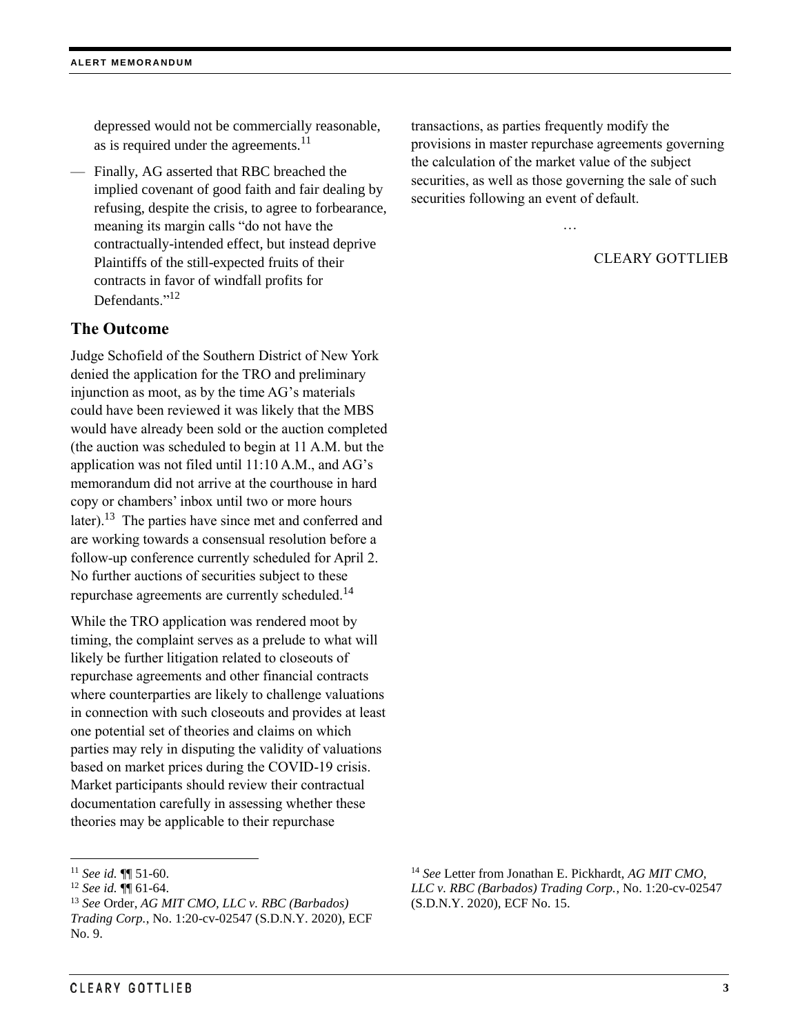depressed would not be commercially reasonable, as is required under the agreements.[11]

— Finally, AG asserted that RBC breached the implied covenant of good faith and fair dealing by refusing, despite the crisis, to agree to forbearance, meaning its margin calls "do not have the contractually-intended effect, but instead deprive Plaintiffs of the still-expected fruits of their contracts in favor of windfall profits for Defendants."[12]

## The Outcome

Judge Schofield of the Southern District of New York denied the application for the TRO and preliminary injunction as moot, as by the time AG's materials could have been reviewed it was likely that the MBS would have already been sold or the auction completed (the auction was scheduled to begin at 11 A.M. but the application was not filed until 11:10 A.M., and AG's memorandum did not arrive at the courthouse in hard copy or chambers' inbox until two or more hours later).[13] The parties have since met and conferred and are working towards a consensual resolution before a follow-up conference currently scheduled for April 2. No further auctions of securities subject to these repurchase agreements are currently scheduled.[14]

While the TRO application was rendered moot by timing, the complaint serves as a prelude to what will likely be further litigation related to closeouts of repurchase agreements and other financial contracts where counterparties are likely to challenge valuations in connection with such closeouts and provides at least one potential set of theories and claims on which parties may rely in disputing the validity of valuations based on market prices during the COVID-19 crisis. Market participants should review their contractual documentation carefully in assessing whether these theories may be applicable to their repurchase transactions, as parties frequently modify the provisions in master repurchase agreements governing the calculation of the market value of the subject securities, as well as those governing the sale of such securities following an event of default.

…

CLEARY GOTTLIEB

---

[11] *See id.* ¶¶ 51-60.

[12] *See id.* ¶¶ 61-64.

[13] *See* Order, *AG MIT CMO, LLC v. RBC (Barbados) Trading Corp.*, No. 1:20-cv-02547 (S.D.N.Y. 2020), ECF No. 9.

[14] *See* Letter from Jonathan E. Pickhardt, *AG MIT CMO, LLC v. RBC (Barbados) Trading Corp.*, No. 1:20-cv-02547 (S.D.N.Y. 2020), ECF No. 15.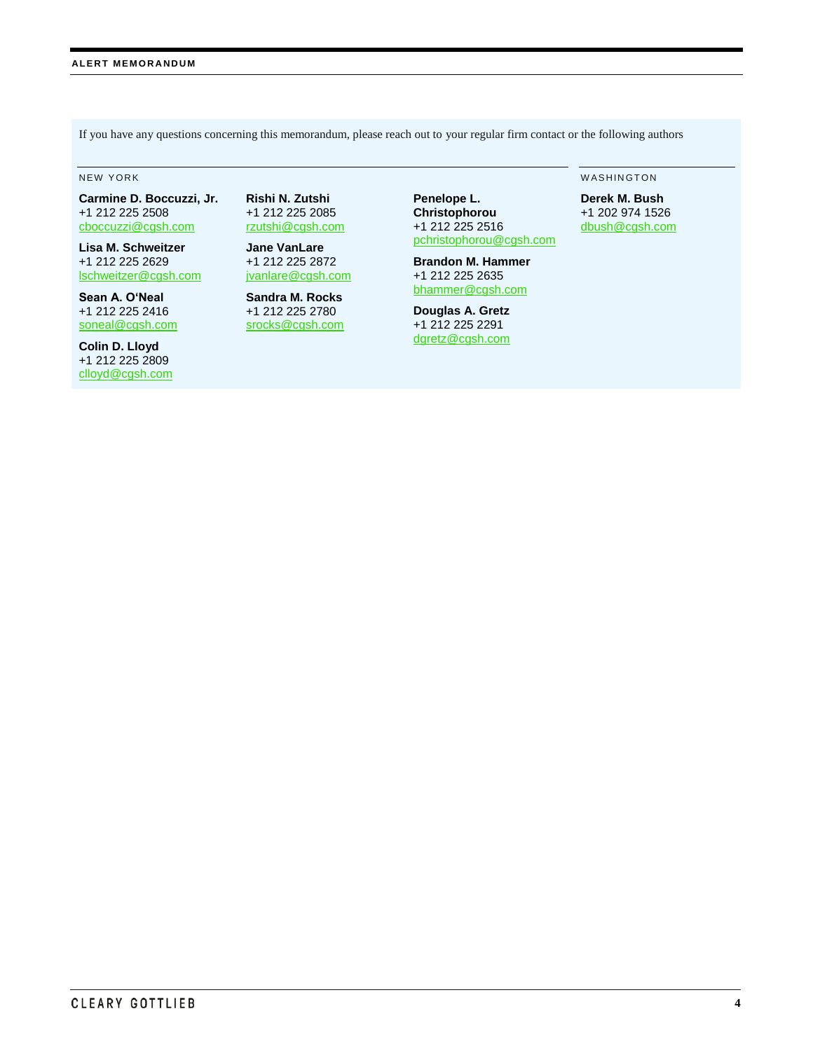If you have any questions concerning this memorandum, please reach out to your regular firm contact or the following authors

NEW YORK

**Carmine D. Boccuzzi, Jr.**
+1 212 225 2508
cboccuzzi@cgsh.com

**Lisa M. Schweitzer**
+1 212 225 2629
lschweitzer@cgsh.com

**Sean A. O'Neal**
+1 212 225 2416
soneal@cgsh.com

**Colin D. Lloyd**
+1 212 225 2809
clloyd@cgsh.com

**Rishi N. Zutshi**
+1 212 225 2085
rzutshi@cgsh.com

**Jane VanLare**
+1 212 225 2872
jvanlare@cgsh.com

**Sandra M. Rocks**
+1 212 225 2780
srocks@cgsh.com

**Penelope L. Christophorou**
+1 212 225 2516
pchristophorou@cgsh.com

**Brandon M. Hammer**
+1 212 225 2635
bhammer@cgsh.com

**Douglas A. Gretz**
+1 212 225 2291
dgretz@cgsh.com

WASHINGTON

**Derek M. Bush**
+1 202 974 1526
dbush@cgsh.com